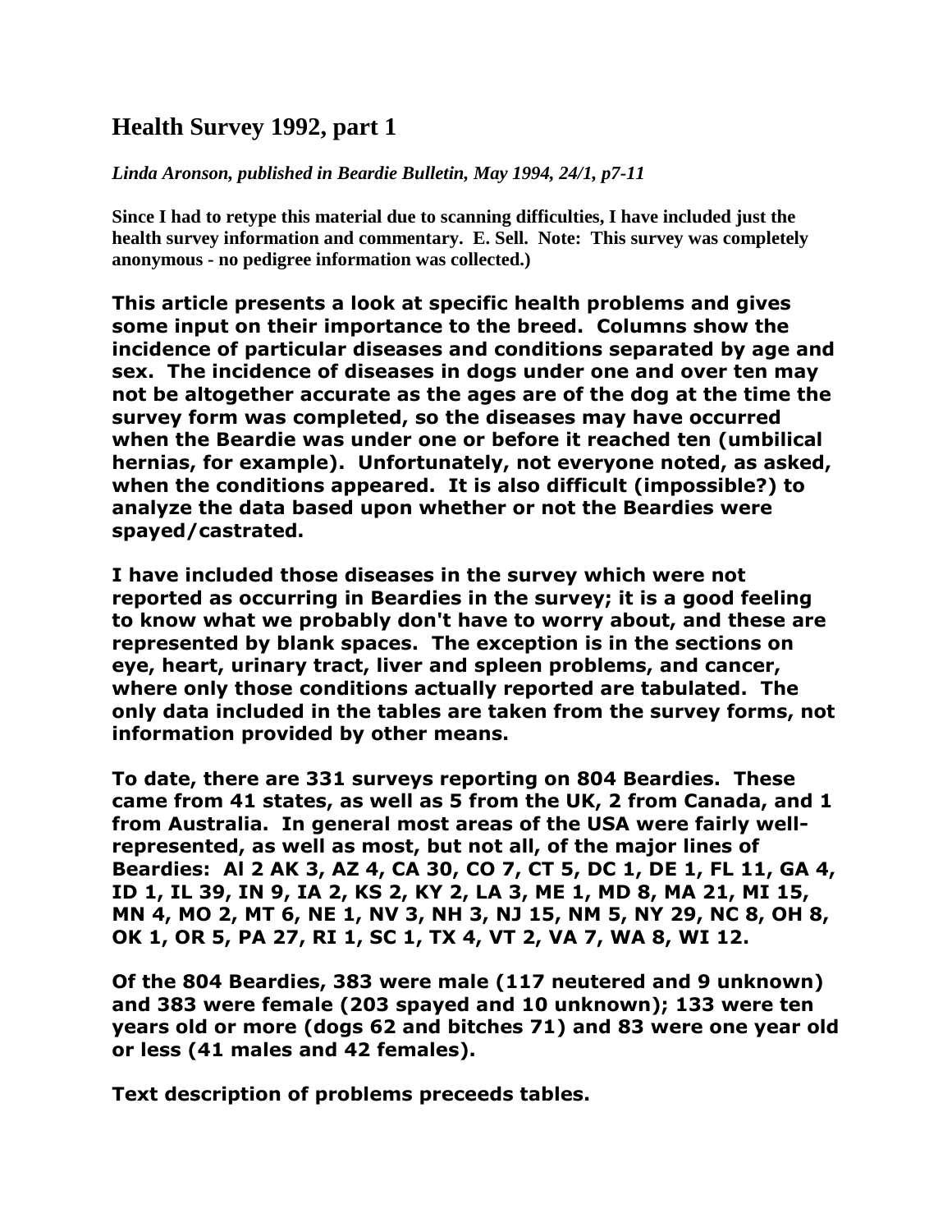# Health Survey 1992, part 1

*Linda Aronson, published in Beardie Bulletin, May 1994, 24/1, p7-11*

**Since I had to retype this material due to scanning difficulties, I have included just the health survey information and commentary. E. Sell. Note: This survey was completely anonymous - no pedigree information was collected.)**

**This article presents a look at specific health problems and gives some input on their importance to the breed. Columns show the incidence of particular diseases and conditions separated by age and sex. The incidence of diseases in dogs under one and over ten may not be altogether accurate as the ages are of the dog at the time the survey form was completed, so the diseases may have occurred when the Beardie was under one or before it reached ten (umbilical hernias, for example). Unfortunately, not everyone noted, as asked, when the conditions appeared. It is also difficult (impossible?) to analyze the data based upon whether or not the Beardies were spayed/castrated.**

**I have included those diseases in the survey which were not reported as occurring in Beardies in the survey; it is a good feeling to know what we probably don't have to worry about, and these are represented by blank spaces. The exception is in the sections on eye, heart, urinary tract, liver and spleen problems, and cancer, where only those conditions actually reported are tabulated. The only data included in the tables are taken from the survey forms, not information provided by other means.**

**To date, there are 331 surveys reporting on 804 Beardies. These came from 41 states, as well as 5 from the UK, 2 from Canada, and 1 from Australia. In general most areas of the USA were fairly well-represented, as well as most, but not all, of the major lines of Beardies: Al 2 AK 3, AZ 4, CA 30, CO 7, CT 5, DC 1, DE 1, FL 11, GA 4, ID 1, IL 39, IN 9, IA 2, KS 2, KY 2, LA 3, ME 1, MD 8, MA 21, MI 15, MN 4, MO 2, MT 6, NE 1, NV 3, NH 3, NJ 15, NM 5, NY 29, NC 8, OH 8, OK 1, OR 5, PA 27, RI 1, SC 1, TX 4, VT 2, VA 7, WA 8, WI 12.**

**Of the 804 Beardies, 383 were male (117 neutered and 9 unknown) and 383 were female (203 spayed and 10 unknown); 133 were ten years old or more (dogs 62 and bitches 71) and 83 were one year old or less (41 males and 42 females).**

**Text description of problems preceeds tables.**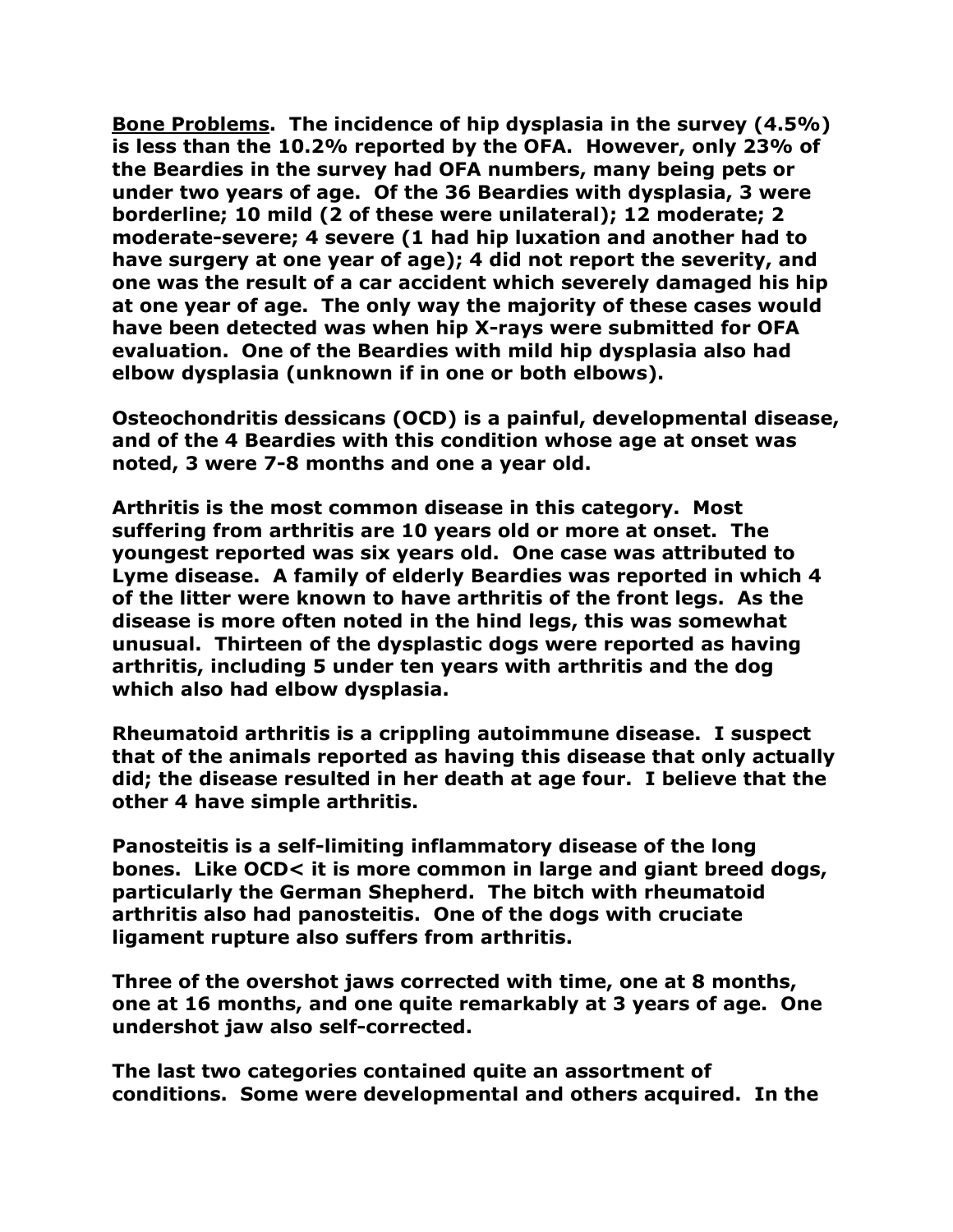**Bone Problems.** **The incidence of hip dysplasia in the survey (4.5%) is less than the 10.2% reported by the OFA. However, only 23% of the Beardies in the survey had OFA numbers, many being pets or under two years of age. Of the 36 Beardies with dysplasia, 3 were borderline; 10 mild (2 of these were unilateral); 12 moderate; 2 moderate-severe; 4 severe (1 had hip luxation and another had to have surgery at one year of age); 4 did not report the severity, and one was the result of a car accident which severely damaged his hip at one year of age. The only way the majority of these cases would have been detected was when hip X-rays were submitted for OFA evaluation. One of the Beardies with mild hip dysplasia also had elbow dysplasia (unknown if in one or both elbows).**

**Osteochondritis dessicans (OCD) is a painful, developmental disease, and of the 4 Beardies with this condition whose age at onset was noted, 3 were 7-8 months and one a year old.**

**Arthritis is the most common disease in this category. Most suffering from arthritis are 10 years old or more at onset. The youngest reported was six years old. One case was attributed to Lyme disease. A family of elderly Beardies was reported in which 4 of the litter were known to have arthritis of the front legs. As the disease is more often noted in the hind legs, this was somewhat unusual. Thirteen of the dysplastic dogs were reported as having arthritis, including 5 under ten years with arthritis and the dog which also had elbow dysplasia.**

**Rheumatoid arthritis is a crippling autoimmune disease. I suspect that of the animals reported as having this disease that only actually did; the disease resulted in her death at age four. I believe that the other 4 have simple arthritis.**

**Panosteitis is a self-limiting inflammatory disease of the long bones. Like OCD< it is more common in large and giant breed dogs, particularly the German Shepherd. The bitch with rheumatoid arthritis also had panosteitis. One of the dogs with cruciate ligament rupture also suffers from arthritis.**

**Three of the overshot jaws corrected with time, one at 8 months, one at 16 months, and one quite remarkably at 3 years of age. One undershot jaw also self-corrected.**

**The last two categories contained quite an assortment of conditions. Some were developmental and others acquired. In the**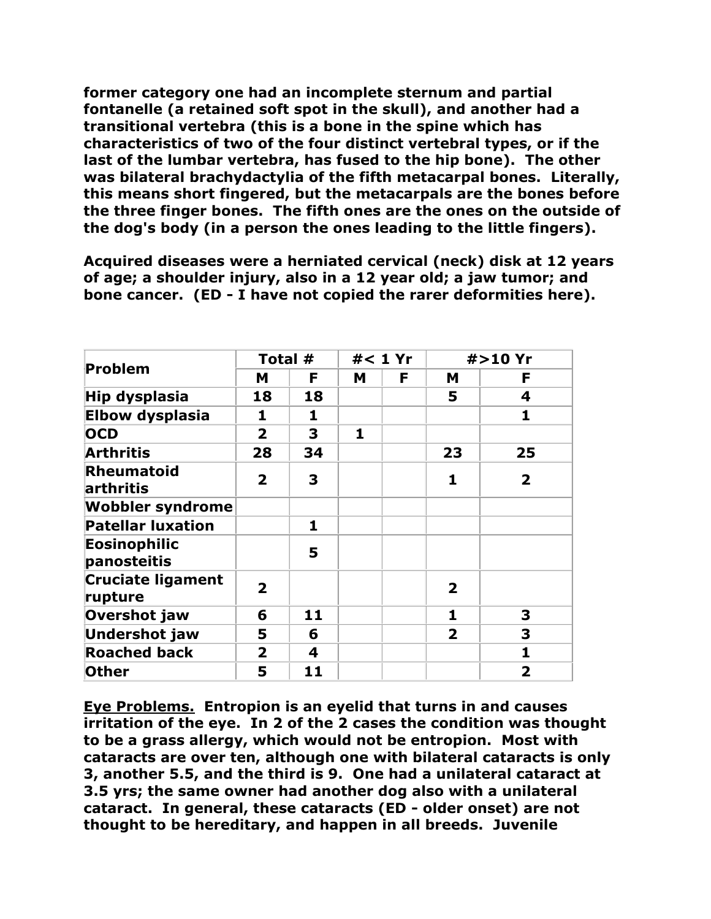**former category one had an incomplete sternum and partial fontanelle (a retained soft spot in the skull), and another had a transitional vertebra (this is a bone in the spine which has characteristics of two of the four distinct vertebral types, or if the last of the lumbar vertebra, has fused to the hip bone). The other was bilateral brachydactylia of the fifth metacarpal bones. Literally, this means short fingered, but the metacarpals are the bones before the three finger bones. The fifth ones are the ones on the outside of the dog's body (in a person the ones leading to the little fingers).**

**Acquired diseases were a herniated cervical (neck) disk at 12 years of age; a shoulder injury, also in a 12 year old; a jaw tumor; and bone cancer. (ED - I have not copied the rarer deformities here).**

| Problem | Total # | | #< 1 Yr | | #>10 Yr | |
|---|---|---|---|---|---|---|
| | M | F | M | F | M | F |
| Hip dysplasia | 18 | 18 | | | 5 | 4 |
| Elbow dysplasia | 1 | 1 | | | | 1 |
| OCD | 2 | 3 | 1 | | | |
| Arthritis | 28 | 34 | | | 23 | 25 |
| Rheumatoid arthritis | 2 | 3 | | | 1 | 2 |
| Wobbler syndrome | | | | | | |
| Patellar luxation | | 1 | | | | |
| Eosinophilic panosteitis | | 5 | | | | |
| Cruciate ligament rupture | 2 | | | | 2 | |
| Overshot jaw | 6 | 11 | | | 1 | 3 |
| Undershot jaw | 5 | 6 | | | 2 | 3 |
| Roached back | 2 | 4 | | | | 1 |
| Other | 5 | 11 | | | | 2 |

**<u>Eye Problems.</u> Entropion is an eyelid that turns in and causes irritation of the eye. In 2 of the 2 cases the condition was thought to be a grass allergy, which would not be entropion. Most with cataracts are over ten, although one with bilateral cataracts is only 3, another 5.5, and the third is 9. One had a unilateral cataract at 3.5 yrs; the same owner had another dog also with a unilateral cataract. In general, these cataracts (ED - older onset) are not thought to be hereditary, and happen in all breeds. Juvenile**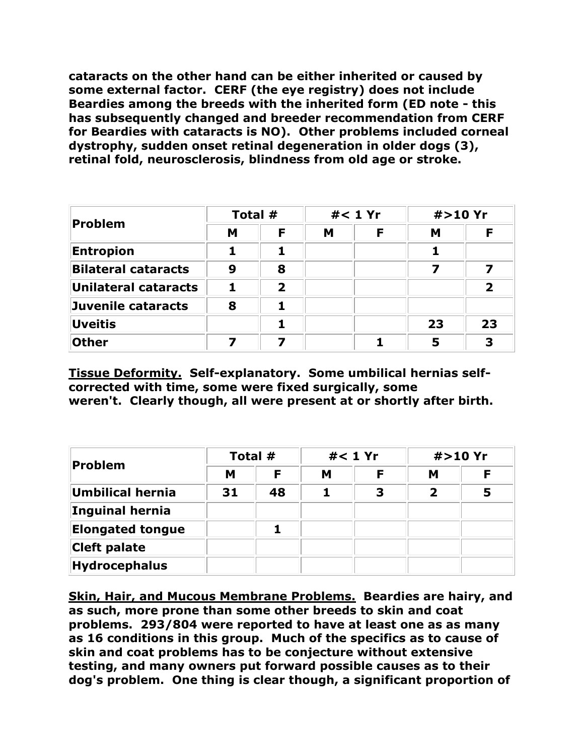**cataracts on the other hand can be either inherited or caused by some external factor. CERF (the eye registry) does not include Beardies among the breeds with the inherited form (ED note - this has subsequently changed and breeder recommendation from CERF for Beardies with cataracts is NO). Other problems included corneal dystrophy, sudden onset retinal degeneration in older dogs (3), retinal fold, neurosclerosis, blindness from old age or stroke.**

| Problem | Total # | | #< 1 Yr | | #>10 Yr | |
|---|---|---|---|---|---|---|
| | M | F | M | F | M | F |
| Entropion | 1 | 1 | | | 1 | |
| Bilateral cataracts | 9 | 8 | | | 7 | 7 |
| Unilateral cataracts | 1 | 2 | | | | 2 |
| Juvenile cataracts | 8 | 1 | | | | |
| Uveitis | | 1 | | | 23 | 23 |
| Other | 7 | 7 | | 1 | 5 | 3 |

**<u>Tissue Deformity.</u> Self-explanatory. Some umbilical hernias self-corrected with time, some were fixed surgically, some weren't. Clearly though, all were present at or shortly after birth.**

| Problem | Total # | | #< 1 Yr | | #>10 Yr | |
|---|---|---|---|---|---|---|
| | M | F | M | F | M | F |
| Umbilical hernia | 31 | 48 | 1 | 3 | 2 | 5 |
| Inguinal hernia | | | | | | |
| Elongated tongue | | 1 | | | | |
| Cleft palate | | | | | | |
| Hydrocephalus | | | | | | |

**<u>Skin, Hair, and Mucous Membrane Problems.</u> Beardies are hairy, and as such, more prone than some other breeds to skin and coat problems. 293/804 were reported to have at least one as as many as 16 conditions in this group. Much of the specifics as to cause of skin and coat problems has to be conjecture without extensive testing, and many owners put forward possible causes as to their dog's problem. One thing is clear though, a significant proportion of**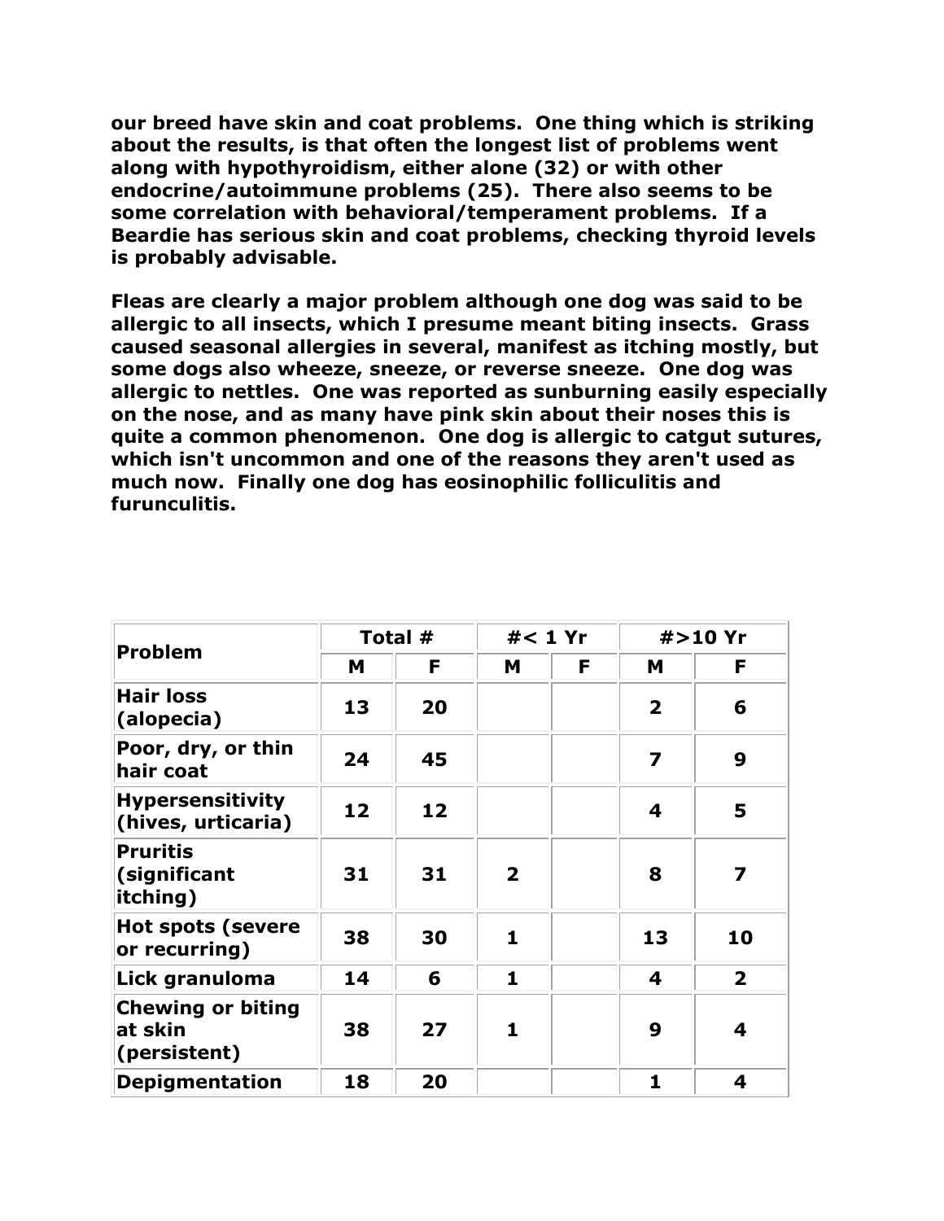**our breed have skin and coat problems. One thing which is striking about the results, is that often the longest list of problems went along with hypothyroidism, either alone (32) or with other endocrine/autoimmune problems (25). There also seems to be some correlation with behavioral/temperament problems. If a Beardie has serious skin and coat problems, checking thyroid levels is probably advisable.**

**Fleas are clearly a major problem although one dog was said to be allergic to all insects, which I presume meant biting insects. Grass caused seasonal allergies in several, manifest as itching mostly, but some dogs also wheeze, sneeze, or reverse sneeze. One dog was allergic to nettles. One was reported as sunburning easily especially on the nose, and as many have pink skin about their noses this is quite a common phenomenon. One dog is allergic to catgut sutures, which isn't uncommon and one of the reasons they aren't used as much now. Finally one dog has eosinophilic folliculitis and furunculitis.**

| Problem | Total # | | #< 1 Yr | | #>10 Yr | |
|---|---|---|---|---|---|---|
| | M | F | M | F | M | F |
| Hair loss (alopecia) | 13 | 20 | | | 2 | 6 |
| Poor, dry, or thin hair coat | 24 | 45 | | | 7 | 9 |
| Hypersensitivity (hives, urticaria) | 12 | 12 | | | 4 | 5 |
| Pruritis (significant itching) | 31 | 31 | 2 | | 8 | 7 |
| Hot spots (severe or recurring) | 38 | 30 | 1 | | 13 | 10 |
| Lick granuloma | 14 | 6 | 1 | | 4 | 2 |
| Chewing or biting at skin (persistent) | 38 | 27 | 1 | | 9 | 4 |
| Depigmentation | 18 | 20 | | | 1 | 4 |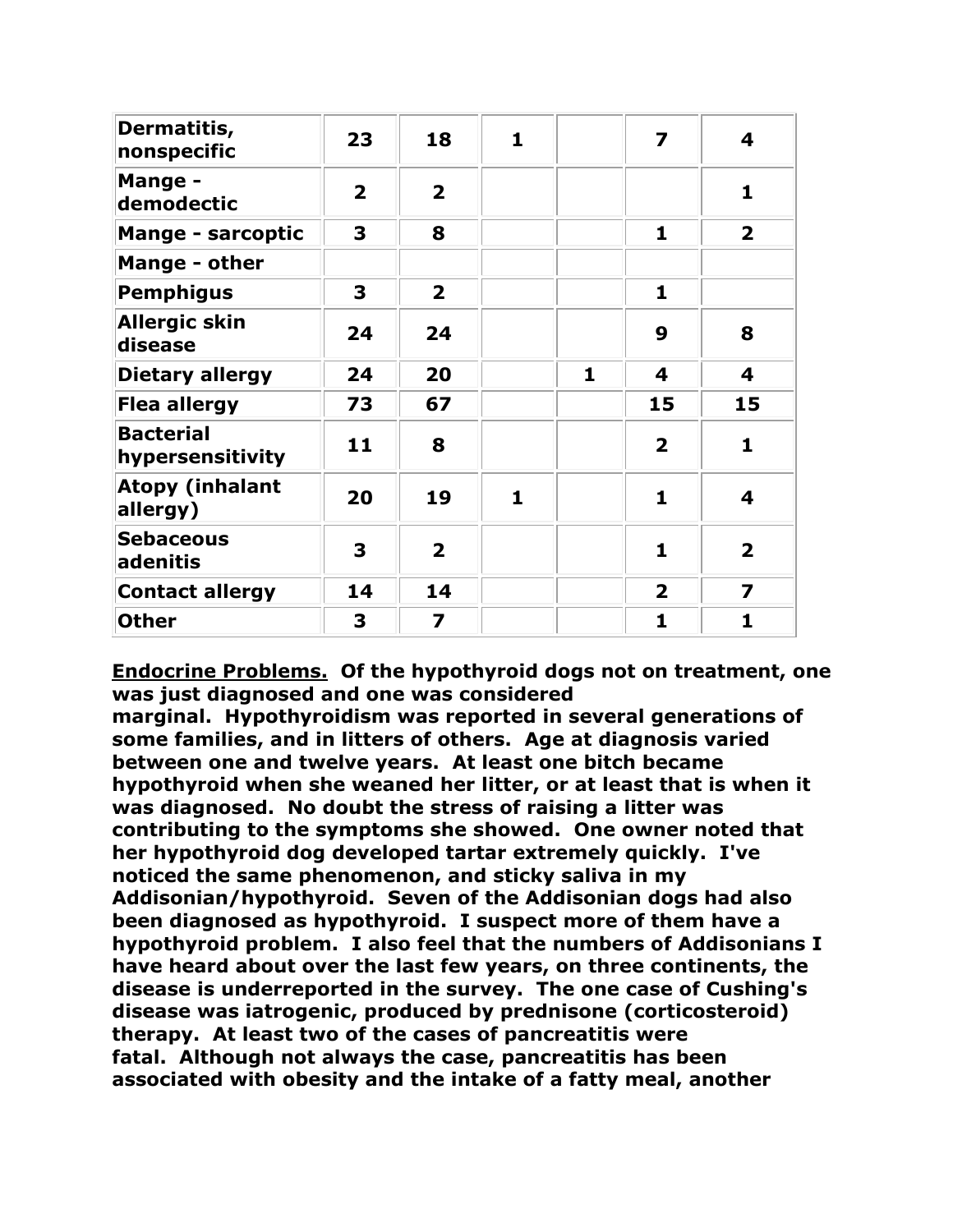| | | | | | | |
|---|---|---|---|---|---|---|
| **Dermatitis, nonspecific** | **23** | **18** | **1** | | **7** | **4** |
| **Mange - demodectic** | **2** | **2** | | | | **1** |
| **Mange - sarcoptic** | **3** | **8** | | | **1** | **2** |
| **Mange - other** | | | | | | |
| **Pemphigus** | **3** | **2** | | | **1** | |
| **Allergic skin disease** | **24** | **24** | | | **9** | **8** |
| **Dietary allergy** | **24** | **20** | | **1** | **4** | **4** |
| **Flea allergy** | **73** | **67** | | | **15** | **15** |
| **Bacterial hypersensitivity** | **11** | **8** | | | **2** | **1** |
| **Atopy (inhalant allergy)** | **20** | **19** | **1** | | **1** | **4** |
| **Sebaceous adenitis** | **3** | **2** | | | **1** | **2** |
| **Contact allergy** | **14** | **14** | | | **2** | **7** |
| **Other** | **3** | **7** | | | **1** | **1** |

**<u>Endocrine Problems.</u> Of the hypothyroid dogs not on treatment, one was just diagnosed and one was considered marginal. Hypothyroidism was reported in several generations of some families, and in litters of others. Age at diagnosis varied between one and twelve years. At least one bitch became hypothyroid when she weaned her litter, or at least that is when it was diagnosed. No doubt the stress of raising a litter was contributing to the symptoms she showed. One owner noted that her hypothyroid dog developed tartar extremely quickly. I've noticed the same phenomenon, and sticky saliva in my Addisonian/hypothyroid. Seven of the Addisonian dogs had also been diagnosed as hypothyroid. I suspect more of them have a hypothyroid problem. I also feel that the numbers of Addisonians I have heard about over the last few years, on three continents, the disease is underreported in the survey. The one case of Cushing's disease was iatrogenic, produced by prednisone (corticosteroid) therapy. At least two of the cases of pancreatitis were fatal. Although not always the case, pancreatitis has been associated with obesity and the intake of a fatty meal, another**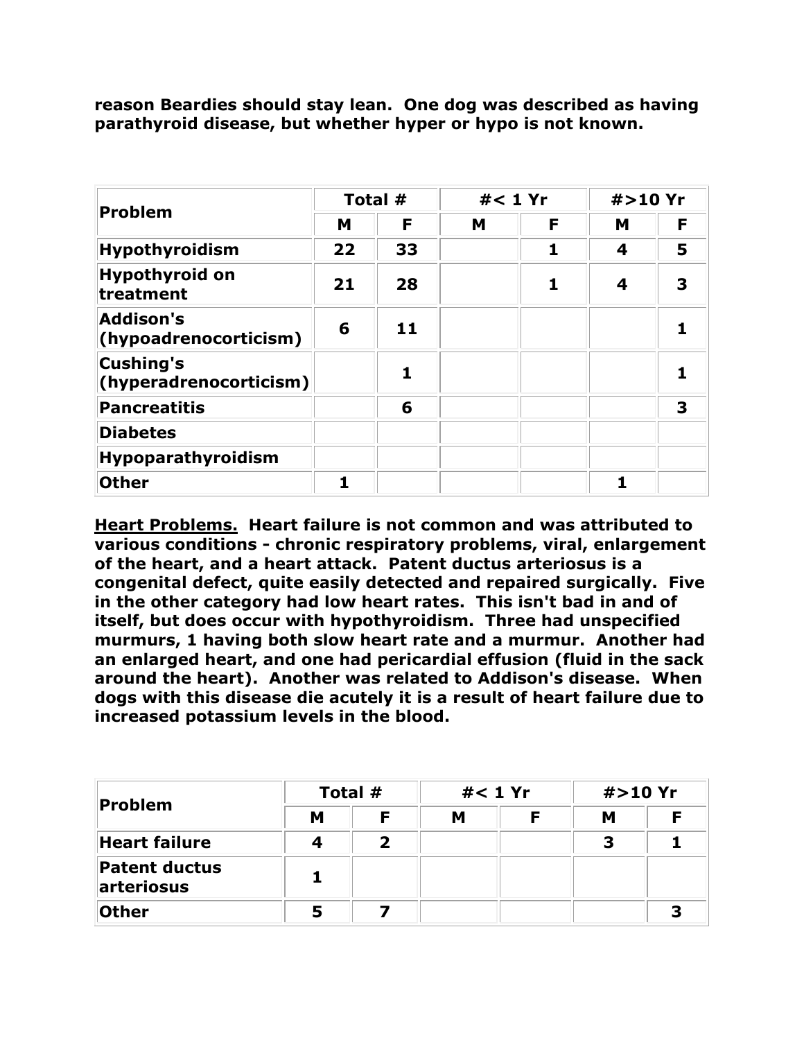**reason Beardies should stay lean. One dog was described as having parathyroid disease, but whether hyper or hypo is not known.**

| Problem | Total # | | #< 1 Yr | | #>10 Yr | |
|---|---|---|---|---|---|---|
| | M | F | M | F | M | F |
| Hypothyroidism | 22 | 33 | | 1 | 4 | 5 |
| Hypothyroid on treatment | 21 | 28 | | 1 | 4 | 3 |
| Addison's (hypoadrenocorticism) | 6 | 11 | | | | 1 |
| Cushing's (hyperadrenocorticism) | | 1 | | | | 1 |
| Pancreatitis | | 6 | | | | 3 |
| Diabetes | | | | | | |
| Hypoparathyroidism | | | | | | |
| Other | 1 | | | | 1 | |

**<u>Heart Problems.</u> Heart failure is not common and was attributed to various conditions - chronic respiratory problems, viral, enlargement of the heart, and a heart attack. Patent ductus arteriosus is a congenital defect, quite easily detected and repaired surgically. Five in the other category had low heart rates. This isn't bad in and of itself, but does occur with hypothyroidism. Three had unspecified murmurs, 1 having both slow heart rate and a murmur. Another had an enlarged heart, and one had pericardial effusion (fluid in the sack around the heart). Another was related to Addison's disease. When dogs with this disease die acutely it is a result of heart failure due to increased potassium levels in the blood.**

| Problem | Total # | | #< 1 Yr | | #>10 Yr | |
|---|---|---|---|---|---|---|
| | M | F | M | F | M | F |
| Heart failure | 4 | 2 | | | 3 | 1 |
| Patent ductus arteriosus | 1 | | | | | |
| Other | 5 | 7 | | | | 3 |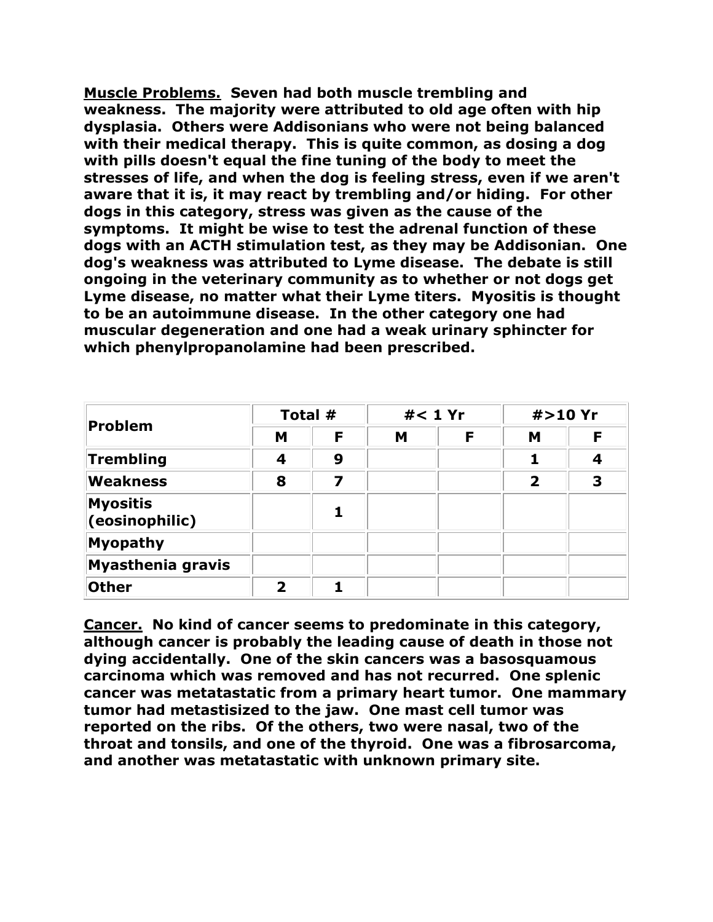**<u>Muscle Problems.</u> Seven had both muscle trembling and weakness. The majority were attributed to old age often with hip dysplasia. Others were Addisonians who were not being balanced with their medical therapy. This is quite common, as dosing a dog with pills doesn't equal the fine tuning of the body to meet the stresses of life, and when the dog is feeling stress, even if we aren't aware that it is, it may react by trembling and/or hiding. For other dogs in this category, stress was given as the cause of the symptoms. It might be wise to test the adrenal function of these dogs with an ACTH stimulation test, as they may be Addisonian. One dog's weakness was attributed to Lyme disease. The debate is still ongoing in the veterinary community as to whether or not dogs get Lyme disease, no matter what their Lyme titers. Myositis is thought to be an autoimmune disease. In the other category one had muscular degeneration and one had a weak urinary sphincter for which phenylpropanolamine had been prescribed.**

| Problem | Total # | | #< 1 Yr | | #>10 Yr | |
|---|---|---|---|---|---|---|
| | M | F | M | F | M | F |
| Trembling | 4 | 9 | | | 1 | 4 |
| Weakness | 8 | 7 | | | 2 | 3 |
| Myositis (eosinophilic) | | 1 | | | | |
| Myopathy | | | | | | |
| Myasthenia gravis | | | | | | |
| Other | 2 | 1 | | | | |

**<u>Cancer.</u> No kind of cancer seems to predominate in this category, although cancer is probably the leading cause of death in those not dying accidentally. One of the skin cancers was a basosquamous carcinoma which was removed and has not recurred. One splenic cancer was metatastatic from a primary heart tumor. One mammary tumor had metastisized to the jaw. One mast cell tumor was reported on the ribs. Of the others, two were nasal, two of the throat and tonsils, and one of the thyroid. One was a fibrosarcoma, and another was metatastatic with unknown primary site.**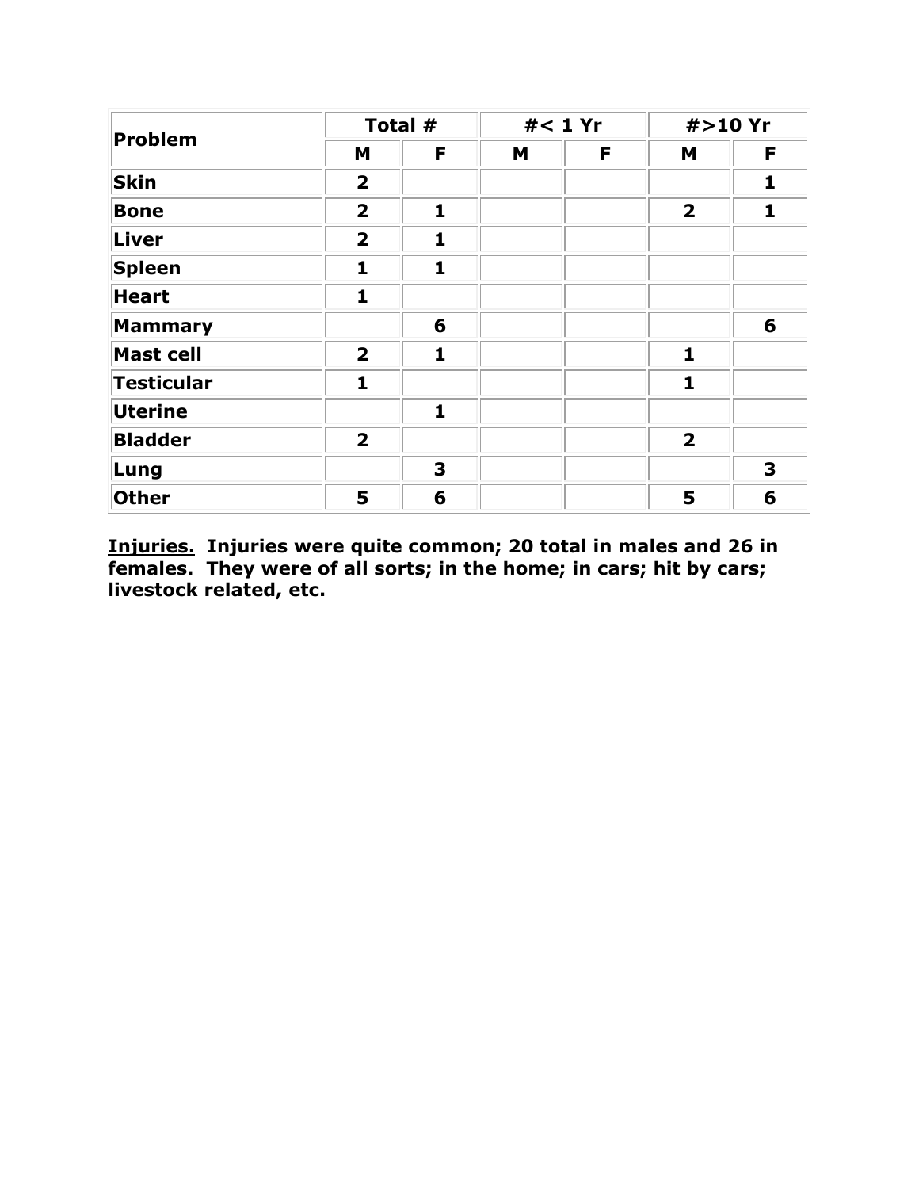| Problem | Total # | | #< 1 Yr | | #>10 Yr | |
|---|---|---|---|---|---|---|
| | M | F | M | F | M | F |
| Skin | 2 | | | | | 1 |
| Bone | 2 | 1 | | | 2 | 1 |
| Liver | 2 | 1 | | | | |
| Spleen | 1 | 1 | | | | |
| Heart | 1 | | | | | |
| Mammary | | 6 | | | | 6 |
| Mast cell | 2 | 1 | | | 1 | |
| Testicular | 1 | | | | 1 | |
| Uterine | | 1 | | | | |
| Bladder | 2 | | | | 2 | |
| Lung | | 3 | | | | 3 |
| Other | 5 | 6 | | | 5 | 6 |

**<u>Injuries.</u> Injuries were quite common; 20 total in males and 26 in females. They were of all sorts; in the home; in cars; hit by cars; livestock related, etc.**